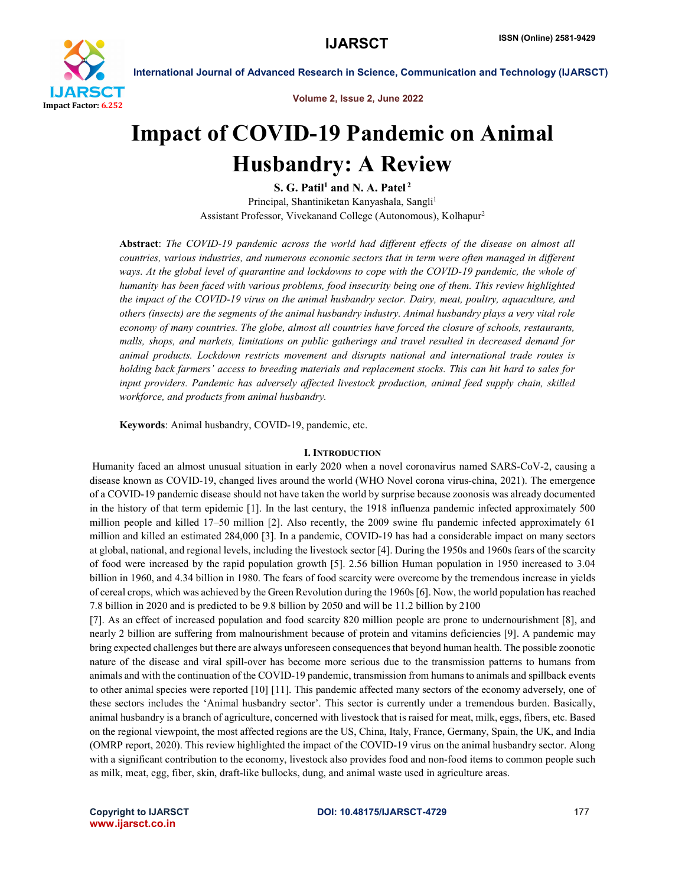# Impact of COVID-19 Pandemic on Animal Husbandry: A Review

**S. G. Patil[1] and N. A. Patel[2]**

Principal, Shantiniketan Kanyashala, Sangli[1]

Assistant Professor, Vivekanand College (Autonomous), Kolhapur[2]

**Abstract**: *The COVID-19 pandemic across the world had different effects of the disease on almost all countries, various industries, and numerous economic sectors that in term were often managed in different ways. At the global level of quarantine and lockdowns to cope with the COVID-19 pandemic, the whole of humanity has been faced with various problems, food insecurity being one of them. This review highlighted the impact of the COVID-19 virus on the animal husbandry sector. Dairy, meat, poultry, aquaculture, and others (insects) are the segments of the animal husbandry industry. Animal husbandry plays a very vital role economy of many countries. The globe, almost all countries have forced the closure of schools, restaurants, malls, shops, and markets, limitations on public gatherings and travel resulted in decreased demand for animal products. Lockdown restricts movement and disrupts national and international trade routes is holding back farmers' access to breeding materials and replacement stocks. This can hit hard to sales for input providers. Pandemic has adversely affected livestock production, animal feed supply chain, skilled workforce, and products from animal husbandry.*

**Keywords**: Animal husbandry, COVID-19, pandemic, etc.

## I. Introduction

Humanity faced an almost unusual situation in early 2020 when a novel coronavirus named SARS-CoV-2, causing a disease known as COVID-19, changed lives around the world (WHO Novel corona virus-china, 2021). The emergence of a COVID-19 pandemic disease should not have taken the world by surprise because zoonosis was already documented in the history of that term epidemic [1]. In the last century, the 1918 influenza pandemic infected approximately 500 million people and killed 17–50 million [2]. Also recently, the 2009 swine flu pandemic infected approximately 61 million and killed an estimated 284,000 [3]. In a pandemic, COVID-19 has had a considerable impact on many sectors at global, national, and regional levels, including the livestock sector [4]. During the 1950s and 1960s fears of the scarcity of food were increased by the rapid population growth [5]. 2.56 billion Human population in 1950 increased to 3.04 billion in 1960, and 4.34 billion in 1980. The fears of food scarcity were overcome by the tremendous increase in yields of cereal crops, which was achieved by the Green Revolution during the 1960s [6]. Now, the world population has reached 7.8 billion in 2020 and is predicted to be 9.8 billion by 2050 and will be 11.2 billion by 2100 [7]. As an effect of increased population and food scarcity 820 million people are prone to undernourishment [8], and nearly 2 billion are suffering from malnourishment because of protein and vitamins deficiencies [9]. A pandemic may bring expected challenges but there are always unforeseen consequences that beyond human health. The possible zoonotic nature of the disease and viral spill-over has become more serious due to the transmission patterns to humans from animals and with the continuation of the COVID-19 pandemic, transmission from humans to animals and spillback events to other animal species were reported [10] [11]. This pandemic affected many sectors of the economy adversely, one of these sectors includes the 'Animal husbandry sector'. This sector is currently under a tremendous burden. Basically, animal husbandry is a branch of agriculture, concerned with livestock that is raised for meat, milk, eggs, fibers, etc. Based on the regional viewpoint, the most affected regions are the US, China, Italy, France, Germany, Spain, the UK, and India (OMRP report, 2020). This review highlighted the impact of the COVID-19 virus on the animal husbandry sector. Along with a significant contribution to the economy, livestock also provides food and non-food items to common people such as milk, meat, egg, fiber, skin, draft-like bullocks, dung, and animal waste used in agriculture areas.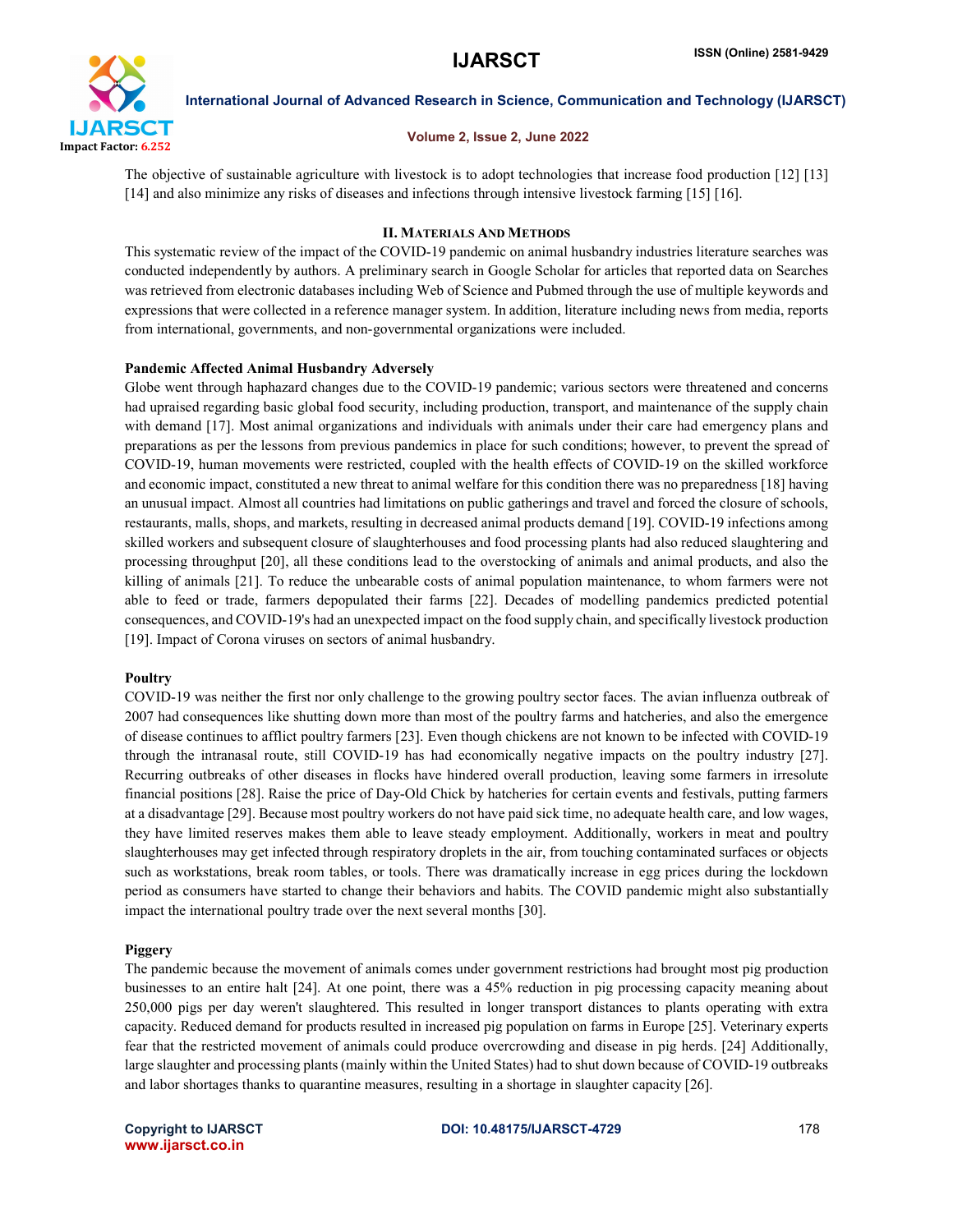The objective of sustainable agriculture with livestock is to adopt technologies that increase food production [12] [13] [14] and also minimize any risks of diseases and infections through intensive livestock farming [15] [16].

## II. Materials And Methods

This systematic review of the impact of the COVID-19 pandemic on animal husbandry industries literature searches was conducted independently by authors. A preliminary search in Google Scholar for articles that reported data on Searches was retrieved from electronic databases including Web of Science and Pubmed through the use of multiple keywords and expressions that were collected in a reference manager system. In addition, literature including news from media, reports from international, governments, and non-governmental organizations were included.

### Pandemic Affected Animal Husbandry Adversely

Globe went through haphazard changes due to the COVID-19 pandemic; various sectors were threatened and concerns had upraised regarding basic global food security, including production, transport, and maintenance of the supply chain with demand [17]. Most animal organizations and individuals with animals under their care had emergency plans and preparations as per the lessons from previous pandemics in place for such conditions; however, to prevent the spread of COVID-19, human movements were restricted, coupled with the health effects of COVID-19 on the skilled workforce and economic impact, constituted a new threat to animal welfare for this condition there was no preparedness [18] having an unusual impact. Almost all countries had limitations on public gatherings and travel and forced the closure of schools, restaurants, malls, shops, and markets, resulting in decreased animal products demand [19]. COVID-19 infections among skilled workers and subsequent closure of slaughterhouses and food processing plants had also reduced slaughtering and processing throughput [20], all these conditions lead to the overstocking of animals and animal products, and also the killing of animals [21]. To reduce the unbearable costs of animal population maintenance, to whom farmers were not able to feed or trade, farmers depopulated their farms [22]. Decades of modelling pandemics predicted potential consequences, and COVID-19's had an unexpected impact on the food supply chain, and specifically livestock production [19]. Impact of Corona viruses on sectors of animal husbandry.

### Poultry

COVID-19 was neither the first nor only challenge to the growing poultry sector faces. The avian influenza outbreak of 2007 had consequences like shutting down more than most of the poultry farms and hatcheries, and also the emergence of disease continues to afflict poultry farmers [23]. Even though chickens are not known to be infected with COVID-19 through the intranasal route, still COVID-19 has had economically negative impacts on the poultry industry [27]. Recurring outbreaks of other diseases in flocks have hindered overall production, leaving some farmers in irresolute financial positions [28]. Raise the price of Day-Old Chick by hatcheries for certain events and festivals, putting farmers at a disadvantage [29]. Because most poultry workers do not have paid sick time, no adequate health care, and low wages, they have limited reserves makes them able to leave steady employment. Additionally, workers in meat and poultry slaughterhouses may get infected through respiratory droplets in the air, from touching contaminated surfaces or objects such as workstations, break room tables, or tools. There was dramatically increase in egg prices during the lockdown period as consumers have started to change their behaviors and habits. The COVID pandemic might also substantially impact the international poultry trade over the next several months [30].

### Piggery

The pandemic because the movement of animals comes under government restrictions had brought most pig production businesses to an entire halt [24]. At one point, there was a 45% reduction in pig processing capacity meaning about 250,000 pigs per day weren't slaughtered. This resulted in longer transport distances to plants operating with extra capacity. Reduced demand for products resulted in increased pig population on farms in Europe [25]. Veterinary experts fear that the restricted movement of animals could produce overcrowding and disease in pig herds. [24] Additionally, large slaughter and processing plants (mainly within the United States) had to shut down because of COVID-19 outbreaks and labor shortages thanks to quarantine measures, resulting in a shortage in slaughter capacity [26].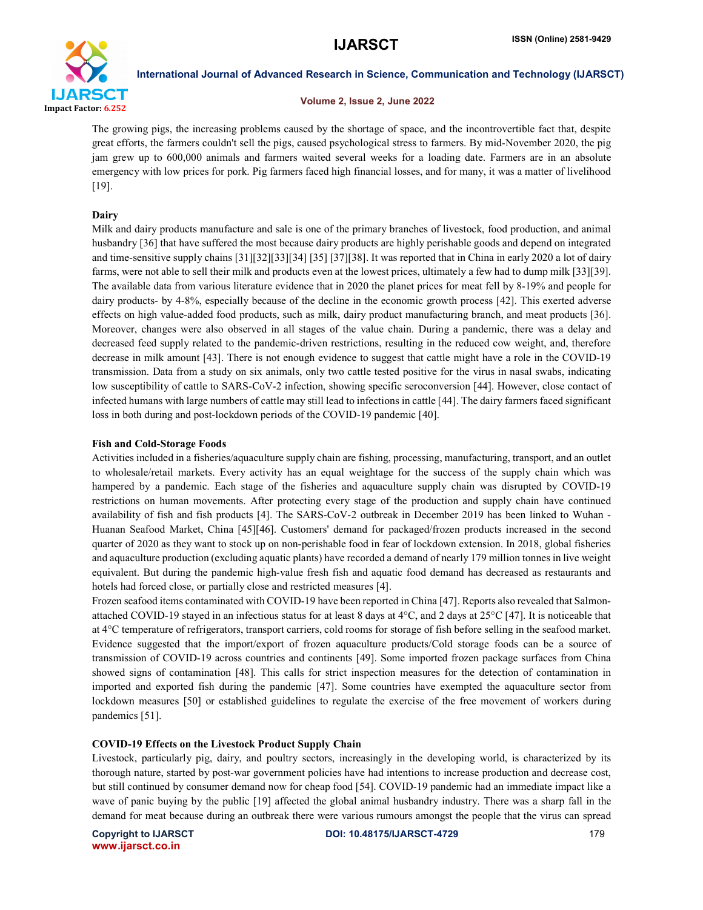The growing pigs, the increasing problems caused by the shortage of space, and the incontrovertible fact that, despite great efforts, the farmers couldn't sell the pigs, caused psychological stress to farmers. By mid-November 2020, the pig jam grew up to 600,000 animals and farmers waited several weeks for a loading date. Farmers are in an absolute emergency with low prices for pork. Pig farmers faced high financial losses, and for many, it was a matter of livelihood [19].

### Dairy

Milk and dairy products manufacture and sale is one of the primary branches of livestock, food production, and animal husbandry [36] that have suffered the most because dairy products are highly perishable goods and depend on integrated and time-sensitive supply chains [31][32][33][34] [35] [37][38]. It was reported that in China in early 2020 a lot of dairy farms, were not able to sell their milk and products even at the lowest prices, ultimately a few had to dump milk [33][39]. The available data from various literature evidence that in 2020 the planet prices for meat fell by 8-19% and people for dairy products- by 4-8%, especially because of the decline in the economic growth process [42]. This exerted adverse effects on high value-added food products, such as milk, dairy product manufacturing branch, and meat products [36]. Moreover, changes were also observed in all stages of the value chain. During a pandemic, there was a delay and decreased feed supply related to the pandemic-driven restrictions, resulting in the reduced cow weight, and, therefore decrease in milk amount [43]. There is not enough evidence to suggest that cattle might have a role in the COVID-19 transmission. Data from a study on six animals, only two cattle tested positive for the virus in nasal swabs, indicating low susceptibility of cattle to SARS-CoV-2 infection, showing specific seroconversion [44]. However, close contact of infected humans with large numbers of cattle may still lead to infections in cattle [44]. The dairy farmers faced significant loss in both during and post-lockdown periods of the COVID-19 pandemic [40].

### Fish and Cold-Storage Foods

Activities included in a fisheries/aquaculture supply chain are fishing, processing, manufacturing, transport, and an outlet to wholesale/retail markets. Every activity has an equal weightage for the success of the supply chain which was hampered by a pandemic. Each stage of the fisheries and aquaculture supply chain was disrupted by COVID-19 restrictions on human movements. After protecting every stage of the production and supply chain have continued availability of fish and fish products [4]. The SARS-CoV-2 outbreak in December 2019 has been linked to Wuhan - Huanan Seafood Market, China [45][46]. Customers' demand for packaged/frozen products increased in the second quarter of 2020 as they want to stock up on non-perishable food in fear of lockdown extension. In 2018, global fisheries and aquaculture production (excluding aquatic plants) have recorded a demand of nearly 179 million tonnes in live weight equivalent. But during the pandemic high-value fresh fish and aquatic food demand has decreased as restaurants and hotels had forced close, or partially close and restricted measures [4].

Frozen seafood items contaminated with COVID-19 have been reported in China [47]. Reports also revealed that Salmon-attached COVID-19 stayed in an infectious status for at least 8 days at 4°C, and 2 days at 25°C [47]. It is noticeable that at 4°C temperature of refrigerators, transport carriers, cold rooms for storage of fish before selling in the seafood market. Evidence suggested that the import/export of frozen aquaculture products/Cold storage foods can be a source of transmission of COVID-19 across countries and continents [49]. Some imported frozen package surfaces from China showed signs of contamination [48]. This calls for strict inspection measures for the detection of contamination in imported and exported fish during the pandemic [47]. Some countries have exempted the aquaculture sector from lockdown measures [50] or established guidelines to regulate the exercise of the free movement of workers during pandemics [51].

### COVID-19 Effects on the Livestock Product Supply Chain

Livestock, particularly pig, dairy, and poultry sectors, increasingly in the developing world, is characterized by its thorough nature, started by post-war government policies have had intentions to increase production and decrease cost, but still continued by consumer demand now for cheap food [54]. COVID-19 pandemic had an immediate impact like a wave of panic buying by the public [19] affected the global animal husbandry industry. There was a sharp fall in the demand for meat because during an outbreak there were various rumours amongst the people that the virus can spread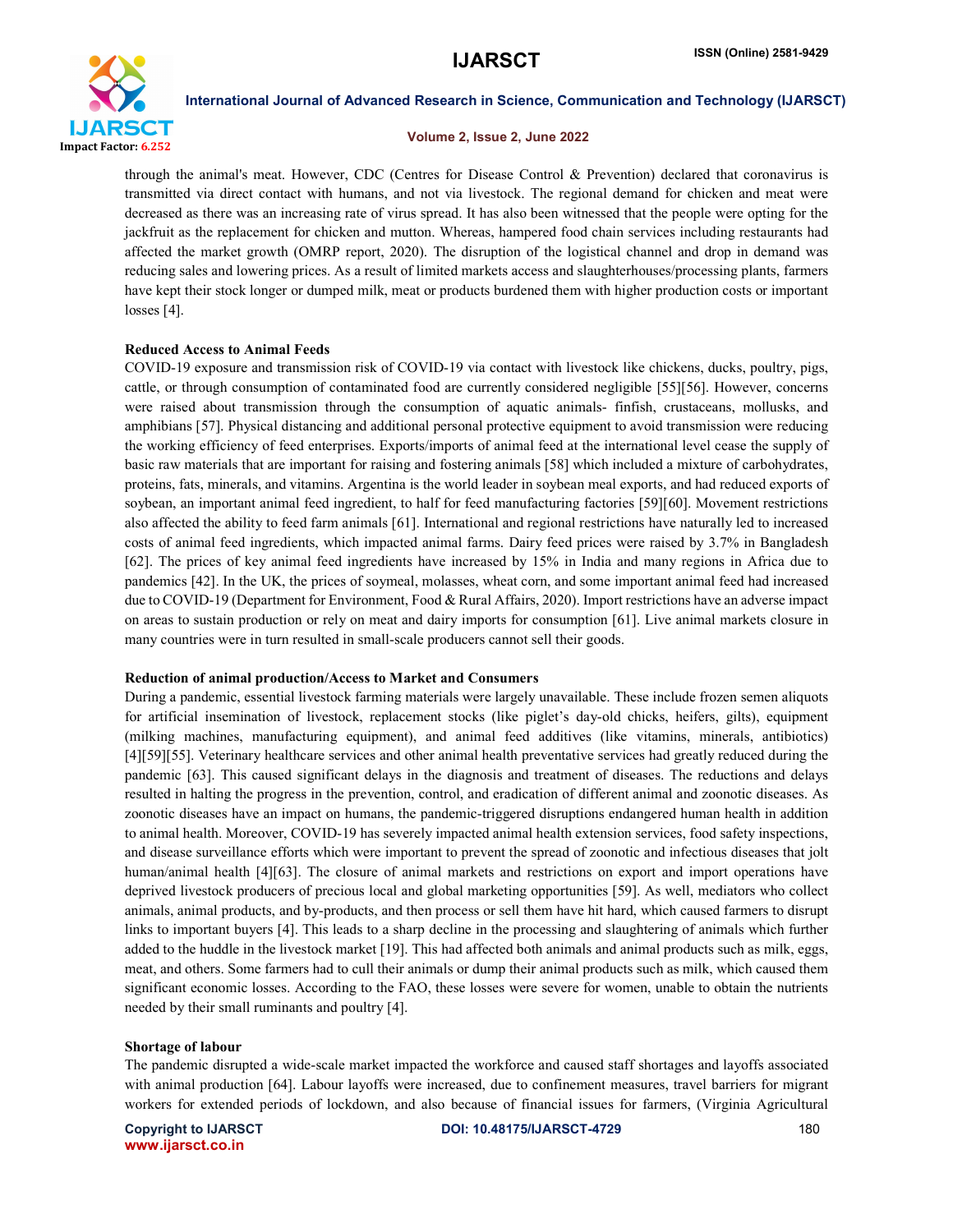through the animal's meat. However, CDC (Centres for Disease Control & Prevention) declared that coronavirus is transmitted via direct contact with humans, and not via livestock. The regional demand for chicken and meat were decreased as there was an increasing rate of virus spread. It has also been witnessed that the people were opting for the jackfruit as the replacement for chicken and mutton. Whereas, hampered food chain services including restaurants had affected the market growth (OMRP report, 2020). The disruption of the logistical channel and drop in demand was reducing sales and lowering prices. As a result of limited markets access and slaughterhouses/processing plants, farmers have kept their stock longer or dumped milk, meat or products burdened them with higher production costs or important losses [4].

**Reduced Access to Animal Feeds**

COVID-19 exposure and transmission risk of COVID-19 via contact with livestock like chickens, ducks, poultry, pigs, cattle, or through consumption of contaminated food are currently considered negligible [55][56]. However, concerns were raised about transmission through the consumption of aquatic animals- finfish, crustaceans, mollusks, and amphibians [57]. Physical distancing and additional personal protective equipment to avoid transmission were reducing the working efficiency of feed enterprises. Exports/imports of animal feed at the international level cease the supply of basic raw materials that are important for raising and fostering animals [58] which included a mixture of carbohydrates, proteins, fats, minerals, and vitamins. Argentina is the world leader in soybean meal exports, and had reduced exports of soybean, an important animal feed ingredient, to half for feed manufacturing factories [59][60]. Movement restrictions also affected the ability to feed farm animals [61]. International and regional restrictions have naturally led to increased costs of animal feed ingredients, which impacted animal farms. Dairy feed prices were raised by 3.7% in Bangladesh [62]. The prices of key animal feed ingredients have increased by 15% in India and many regions in Africa due to pandemics [42]. In the UK, the prices of soymeal, molasses, wheat corn, and some important animal feed had increased due to COVID-19 (Department for Environment, Food & Rural Affairs, 2020). Import restrictions have an adverse impact on areas to sustain production or rely on meat and dairy imports for consumption [61]. Live animal markets closure in many countries were in turn resulted in small-scale producers cannot sell their goods.

**Reduction of animal production/Access to Market and Consumers**

During a pandemic, essential livestock farming materials were largely unavailable. These include frozen semen aliquots for artificial insemination of livestock, replacement stocks (like piglet's day-old chicks, heifers, gilts), equipment (milking machines, manufacturing equipment), and animal feed additives (like vitamins, minerals, antibiotics) [4][59][55]. Veterinary healthcare services and other animal health preventative services had greatly reduced during the pandemic [63]. This caused significant delays in the diagnosis and treatment of diseases. The reductions and delays resulted in halting the progress in the prevention, control, and eradication of different animal and zoonotic diseases. As zoonotic diseases have an impact on humans, the pandemic-triggered disruptions endangered human health in addition to animal health. Moreover, COVID-19 has severely impacted animal health extension services, food safety inspections, and disease surveillance efforts which were important to prevent the spread of zoonotic and infectious diseases that jolt human/animal health [4][63]. The closure of animal markets and restrictions on export and import operations have deprived livestock producers of precious local and global marketing opportunities [59]. As well, mediators who collect animals, animal products, and by-products, and then process or sell them have hit hard, which caused farmers to disrupt links to important buyers [4]. This leads to a sharp decline in the processing and slaughtering of animals which further added to the huddle in the livestock market [19]. This had affected both animals and animal products such as milk, eggs, meat, and others. Some farmers had to cull their animals or dump their animal products such as milk, which caused them significant economic losses. According to the FAO, these losses were severe for women, unable to obtain the nutrients needed by their small ruminants and poultry [4].

**Shortage of labour**

The pandemic disrupted a wide-scale market impacted the workforce and caused staff shortages and layoffs associated with animal production [64]. Labour layoffs were increased, due to confinement measures, travel barriers for migrant workers for extended periods of lockdown, and also because of financial issues for farmers, (Virginia Agricultural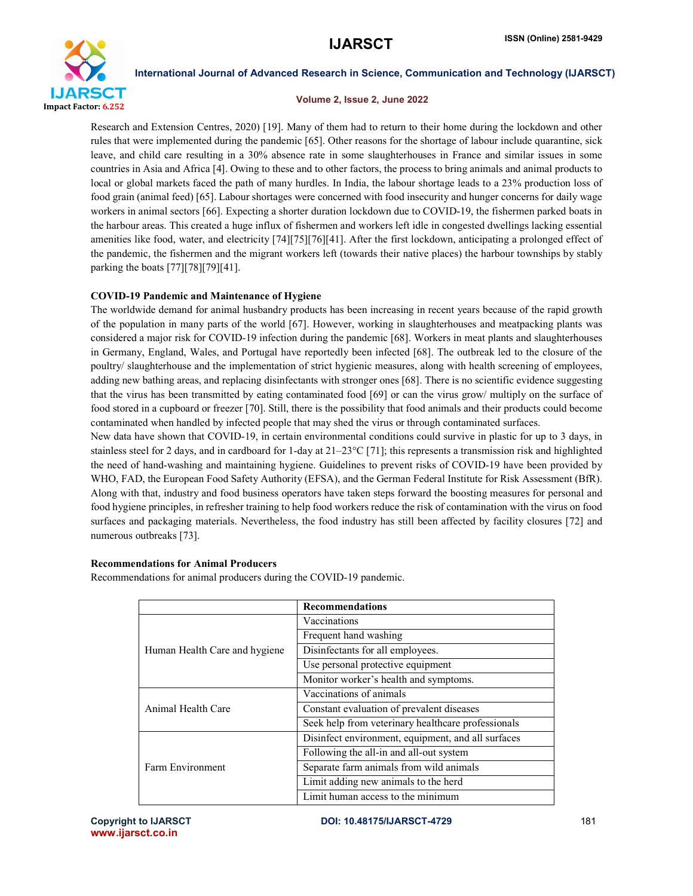Research and Extension Centres, 2020) [19]. Many of them had to return to their home during the lockdown and other rules that were implemented during the pandemic [65]. Other reasons for the shortage of labour include quarantine, sick leave, and child care resulting in a 30% absence rate in some slaughterhouses in France and similar issues in some countries in Asia and Africa [4]. Owing to these and to other factors, the process to bring animals and animal products to local or global markets faced the path of many hurdles. In India, the labour shortage leads to a 23% production loss of food grain (animal feed) [65]. Labour shortages were concerned with food insecurity and hunger concerns for daily wage workers in animal sectors [66]. Expecting a shorter duration lockdown due to COVID-19, the fishermen parked boats in the harbour areas. This created a huge influx of fishermen and workers left idle in congested dwellings lacking essential amenities like food, water, and electricity [74][75][76][41]. After the first lockdown, anticipating a prolonged effect of the pandemic, the fishermen and the migrant workers left (towards their native places) the harbour townships by stably parking the boats [77][78][79][41].

**COVID-19 Pandemic and Maintenance of Hygiene**

The worldwide demand for animal husbandry products has been increasing in recent years because of the rapid growth of the population in many parts of the world [67]. However, working in slaughterhouses and meatpacking plants was considered a major risk for COVID-19 infection during the pandemic [68]. Workers in meat plants and slaughterhouses in Germany, England, Wales, and Portugal have reportedly been infected [68]. The outbreak led to the closure of the poultry/ slaughterhouse and the implementation of strict hygienic measures, along with health screening of employees, adding new bathing areas, and replacing disinfectants with stronger ones [68]. There is no scientific evidence suggesting that the virus has been transmitted by eating contaminated food [69] or can the virus grow/ multiply on the surface of food stored in a cupboard or freezer [70]. Still, there is the possibility that food animals and their products could become contaminated when handled by infected people that may shed the virus or through contaminated surfaces.

New data have shown that COVID-19, in certain environmental conditions could survive in plastic for up to 3 days, in stainless steel for 2 days, and in cardboard for 1-day at 21–23°C [71]; this represents a transmission risk and highlighted the need of hand-washing and maintaining hygiene. Guidelines to prevent risks of COVID-19 have been provided by WHO, FAD, the European Food Safety Authority (EFSA), and the German Federal Institute for Risk Assessment (BfR). Along with that, industry and food business operators have taken steps forward the boosting measures for personal and food hygiene principles, in refresher training to help food workers reduce the risk of contamination with the virus on food surfaces and packaging materials. Nevertheless, the food industry has still been affected by facility closures [72] and numerous outbreaks [73].

**Recommendations for Animal Producers**

Recommendations for animal producers during the COVID-19 pandemic.

| | **Recommendations** |
|---|---|
| Human Health Care and hygiene | Vaccinations |
| | Frequent hand washing |
| | Disinfectants for all employees. |
| | Use personal protective equipment |
| | Monitor worker's health and symptoms. |
| Animal Health Care | Vaccinations of animals |
| | Constant evaluation of prevalent diseases |
| | Seek help from veterinary healthcare professionals |
| Farm Environment | Disinfect environment, equipment, and all surfaces |
| | Following the all-in and all-out system |
| | Separate farm animals from wild animals |
| | Limit adding new animals to the herd |
| | Limit human access to the minimum |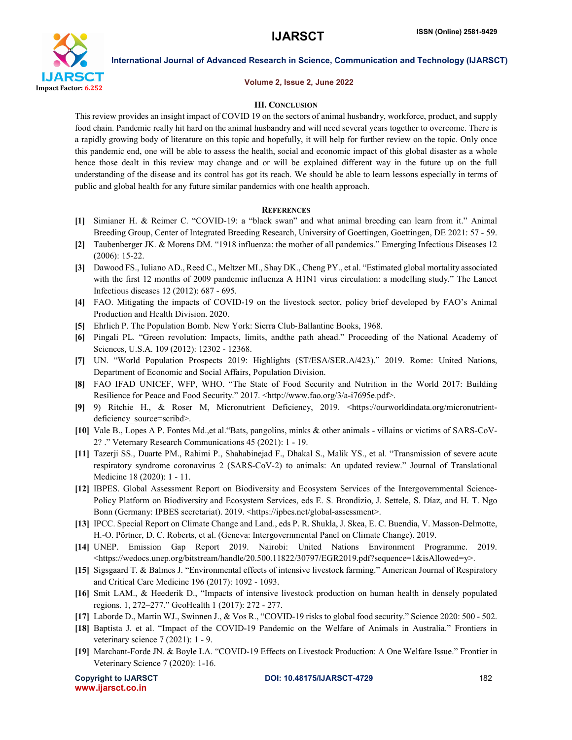### III. Conclusion

This review provides an insight impact of COVID 19 on the sectors of animal husbandry, workforce, product, and supply food chain. Pandemic really hit hard on the animal husbandry and will need several years together to overcome. There is a rapidly growing body of literature on this topic and hopefully, it will help for further review on the topic. Only once this pandemic end, one will be able to assess the health, social and economic impact of this global disaster as a whole hence those dealt in this review may change and or will be explained different way in the future up on the full understanding of the disease and its control has got its reach. We should be able to learn lessons especially in terms of public and global health for any future similar pandemics with one health approach.

### References

- [1] Simianer H. & Reimer C. "COVID-19: a "black swan" and what animal breeding can learn from it." Animal Breeding Group, Center of Integrated Breeding Research, University of Goettingen, Goettingen, DE 2021: 57 - 59.
- [2] Taubenberger JK. & Morens DM. "1918 influenza: the mother of all pandemics." Emerging Infectious Diseases 12 (2006): 15-22.
- [3] Dawood FS., Iuliano AD., Reed C., Meltzer MI., Shay DK., Cheng PY., et al. "Estimated global mortality associated with the first 12 months of 2009 pandemic influenza A H1N1 virus circulation: a modelling study." The Lancet Infectious diseases 12 (2012): 687 - 695.
- [4] FAO. Mitigating the impacts of COVID-19 on the livestock sector, policy brief developed by FAO's Animal Production and Health Division. 2020.
- [5] Ehrlich P. The Population Bomb. New York: Sierra Club-Ballantine Books, 1968.
- [6] Pingali PL. "Green revolution: Impacts, limits, andthe path ahead." Proceeding of the National Academy of Sciences, U.S.A. 109 (2012): 12302 - 12368.
- [7] UN. "World Population Prospects 2019: Highlights (ST/ESA/SER.A/423)." 2019. Rome: United Nations, Department of Economic and Social Affairs, Population Division.
- [8] FAO IFAD UNICEF, WFP, WHO. "The State of Food Security and Nutrition in the World 2017: Building Resilience for Peace and Food Security." 2017. <http://www.fao.org/3/a-i7695e.pdf>.
- [9] 9) Ritchie H., & Roser M, Micronutrient Deficiency, 2019. <https://ourworldindata.org/micronutrient-deficiency_source=scribd>.
- [10] Vale B., Lopes A P. Fontes Md.,et al."Bats, pangolins, minks & other animals - villains or victims of SARS-CoV-2? ." Veternary Research Communications 45 (2021): 1 - 19.
- [11] Tazerji SS., Duarte PM., Rahimi P., Shahabinejad F., Dhakal S., Malik YS., et al. "Transmission of severe acute respiratory syndrome coronavirus 2 (SARS-CoV-2) to animals: An updated review." Journal of Translational Medicine 18 (2020): 1 - 11.
- [12] IBPES. Global Assessment Report on Biodiversity and Ecosystem Services of the Intergovernmental Science-Policy Platform on Biodiversity and Ecosystem Services, eds E. S. Brondizio, J. Settele, S. Díaz, and H. T. Ngo Bonn (Germany: IPBES secretariat). 2019. <https://ipbes.net/global-assessment>.
- [13] IPCC. Special Report on Climate Change and Land., eds P. R. Shukla, J. Skea, E. C. Buendia, V. Masson-Delmotte, H.-O. Pörtner, D. C. Roberts, et al. (Geneva: Intergovernmental Panel on Climate Change). 2019.
- [14] UNEP. Emission Gap Report 2019. Nairobi: United Nations Environment Programme. 2019. <https://wedocs.unep.org/bitstream/handle/20.500.11822/30797/EGR2019.pdf?sequence=1&isAllowed=y>.
- [15] Sigsgaard T. & Balmes J. "Environmental effects of intensive livestock farming." American Journal of Respiratory and Critical Care Medicine 196 (2017): 1092 - 1093.
- [16] Smit LAM., & Heederik D., "Impacts of intensive livestock production on human health in densely populated regions. 1, 272–277." GeoHealth 1 (2017): 272 - 277.
- [17] Laborde D., Martin WJ., Swinnen J., & Vos R., "COVID-19 risks to global food security." Science 2020: 500 - 502.
- [18] Baptista J. et al. "Impact of the COVID-19 Pandemic on the Welfare of Animals in Australia." Frontiers in veterinary science 7 (2021): 1 - 9.
- [19] Marchant-Forde JN. & Boyle LA. "COVID-19 Effects on Livestock Production: A One Welfare Issue." Frontier in Veterinary Science 7 (2020): 1-16.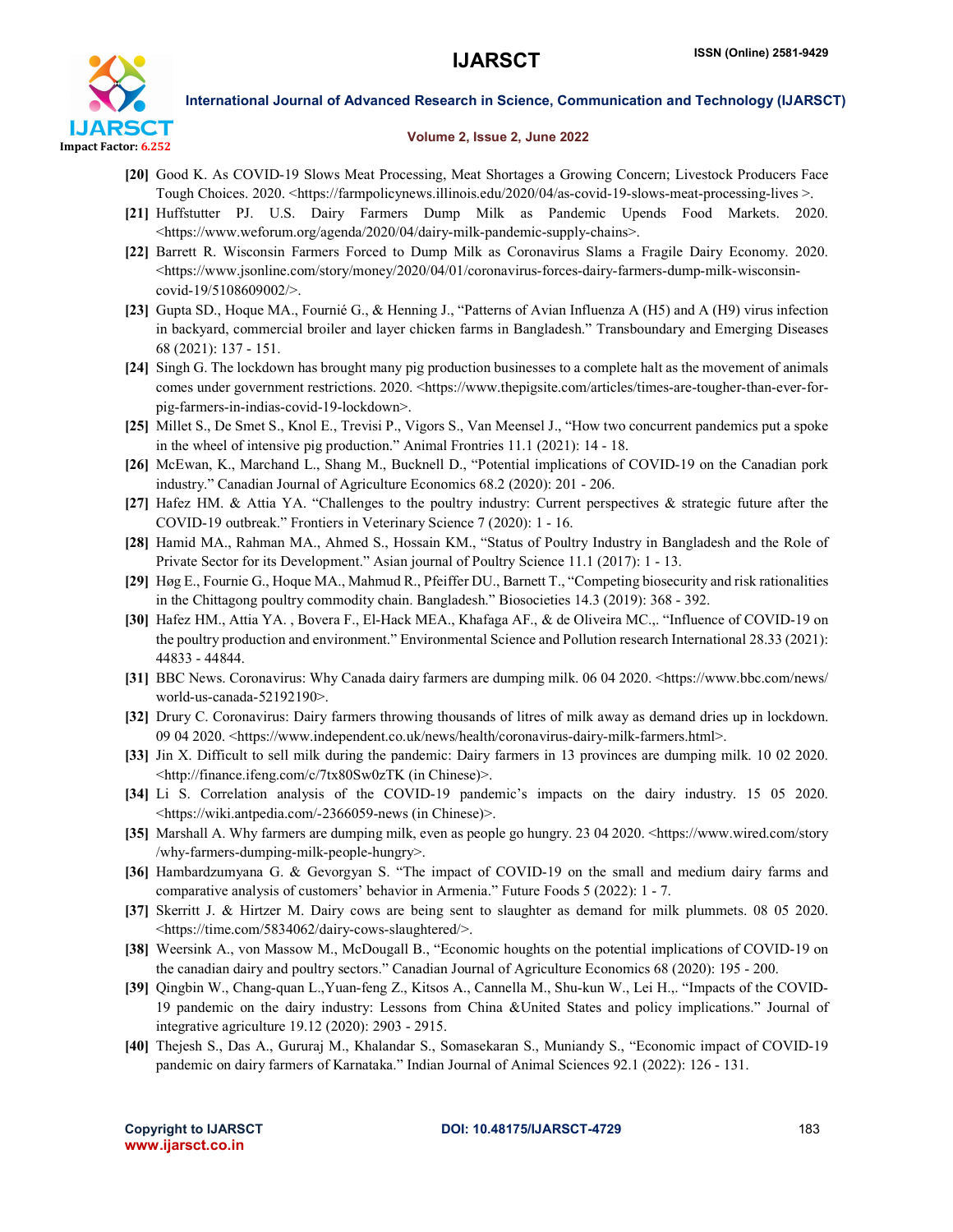[20] Good K. As COVID-19 Slows Meat Processing, Meat Shortages a Growing Concern; Livestock Producers Face Tough Choices. 2020. <https://farmpolicynews.illinois.edu/2020/04/as-covid-19-slows-meat-processing-lives >.

[21] Huffstutter PJ. U.S. Dairy Farmers Dump Milk as Pandemic Upends Food Markets. 2020. <https://www.weforum.org/agenda/2020/04/dairy-milk-pandemic-supply-chains>.

[22] Barrett R. Wisconsin Farmers Forced to Dump Milk as Coronavirus Slams a Fragile Dairy Economy. 2020. <https://www.jsonline.com/story/money/2020/04/01/coronavirus-forces-dairy-farmers-dump-milk-wisconsin-covid-19/5108609002/>.

[23] Gupta SD., Hoque MA., Fournié G., & Henning J., "Patterns of Avian Influenza A (H5) and A (H9) virus infection in backyard, commercial broiler and layer chicken farms in Bangladesh." Transboundary and Emerging Diseases 68 (2021): 137 - 151.

[24] Singh G. The lockdown has brought many pig production businesses to a complete halt as the movement of animals comes under government restrictions. 2020. <https://www.thepigsite.com/articles/times-are-tougher-than-ever-for-pig-farmers-in-indias-covid-19-lockdown>.

[25] Millet S., De Smet S., Knol E., Trevisi P., Vigors S., Van Meensel J., "How two concurrent pandemics put a spoke in the wheel of intensive pig production." Animal Frontries 11.1 (2021): 14 - 18.

[26] McEwan, K., Marchand L., Shang M., Bucknell D., "Potential implications of COVID-19 on the Canadian pork industry." Canadian Journal of Agriculture Economics 68.2 (2020): 201 - 206.

[27] Hafez HM. & Attia YA. "Challenges to the poultry industry: Current perspectives & strategic future after the COVID-19 outbreak." Frontiers in Veterinary Science 7 (2020): 1 - 16.

[28] Hamid MA., Rahman MA., Ahmed S., Hossain KM., "Status of Poultry Industry in Bangladesh and the Role of Private Sector for its Development." Asian journal of Poultry Science 11.1 (2017): 1 - 13.

[29] Høg E., Fournie G., Hoque MA., Mahmud R., Pfeiffer DU., Barnett T., "Competing biosecurity and risk rationalities in the Chittagong poultry commodity chain. Bangladesh." Biosocieties 14.3 (2019): 368 - 392.

[30] Hafez HM., Attia YA. , Bovera F., El-Hack MEA., Khafaga AF., & de Oliveira MC.,. "Influence of COVID-19 on the poultry production and environment." Environmental Science and Pollution research International 28.33 (2021): 44833 - 44844.

[31] BBC News. Coronavirus: Why Canada dairy farmers are dumping milk. 06 04 2020. <https://www.bbc.com/news/world-us-canada-52192190>.

[32] Drury C. Coronavirus: Dairy farmers throwing thousands of litres of milk away as demand dries up in lockdown. 09 04 2020. <https://www.independent.co.uk/news/health/coronavirus-dairy-milk-farmers.html>.

[33] Jin X. Difficult to sell milk during the pandemic: Dairy farmers in 13 provinces are dumping milk. 10 02 2020. <http://finance.ifeng.com/c/7tx80Sw0zTK (in Chinese)>.

[34] Li S. Correlation analysis of the COVID-19 pandemic's impacts on the dairy industry. 15 05 2020. <https://wiki.antpedia.com/-2366059-news (in Chinese)>.

[35] Marshall A. Why farmers are dumping milk, even as people go hungry. 23 04 2020. <https://www.wired.com/story/why-farmers-dumping-milk-people-hungry>.

[36] Hambardzumyana G. & Gevorgyan S. "The impact of COVID-19 on the small and medium dairy farms and comparative analysis of customers' behavior in Armenia." Future Foods 5 (2022): 1 - 7.

[37] Skerritt J. & Hirtzer M. Dairy cows are being sent to slaughter as demand for milk plummets. 08 05 2020. <https://time.com/5834062/dairy-cows-slaughtered/>.

[38] Weersink A., von Massow M., McDougall B., "Economic houghts on the potential implications of COVID-19 on the canadian dairy and poultry sectors." Canadian Journal of Agriculture Economics 68 (2020): 195 - 200.

[39] Qingbin W., Chang-quan L.,Yuan-feng Z., Kitsos A., Cannella M., Shu-kun W., Lei H.,. "Impacts of the COVID-19 pandemic on the dairy industry: Lessons from China &United States and policy implications." Journal of integrative agriculture 19.12 (2020): 2903 - 2915.

[40] Thejesh S., Das A., Gururaj M., Khalandar S., Somasekaran S., Muniandy S., "Economic impact of COVID-19 pandemic on dairy farmers of Karnataka." Indian Journal of Animal Sciences 92.1 (2022): 126 - 131.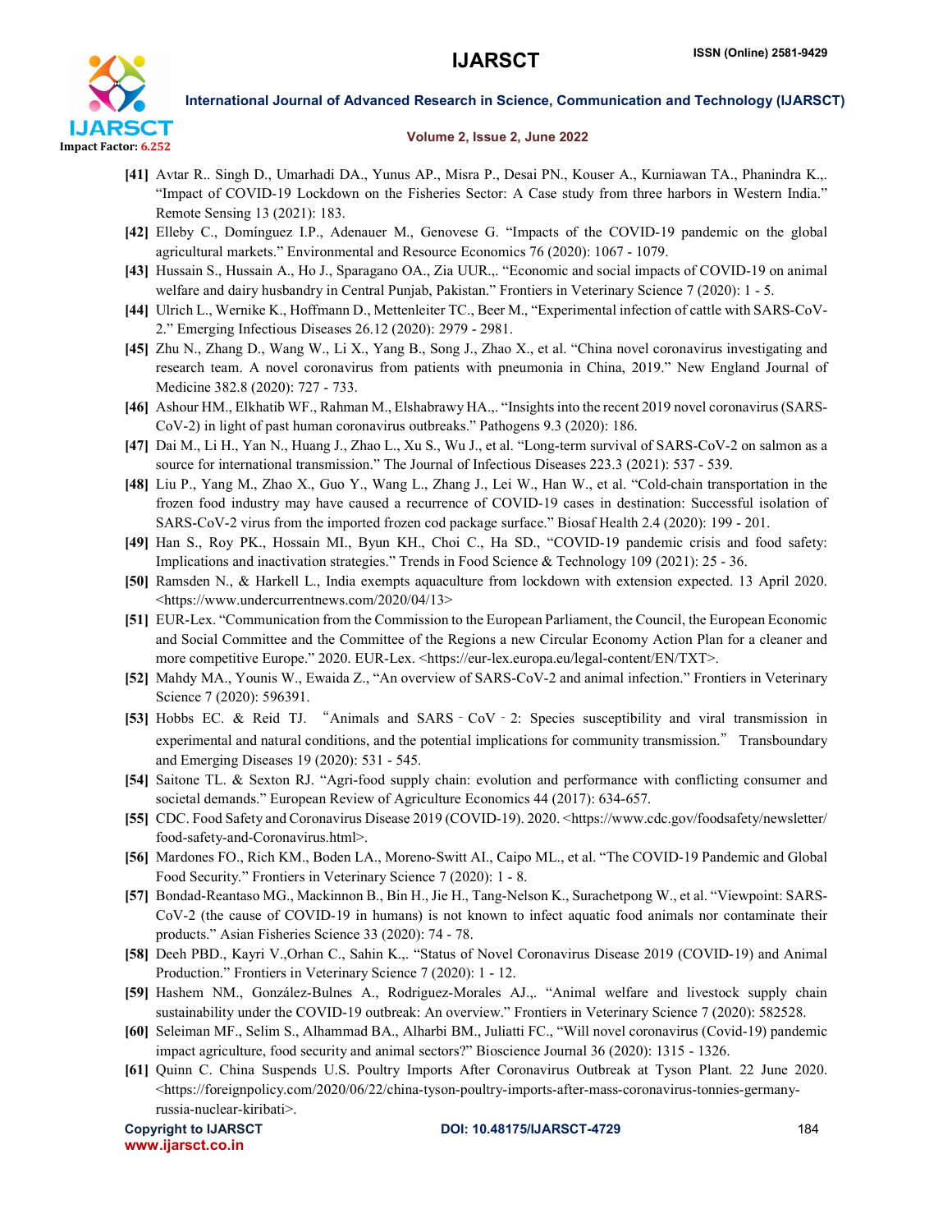**[41]** Avtar R.. Singh D., Umarhadi DA., Yunus AP., Misra P., Desai PN., Kouser A., Kurniawan TA., Phanindra K.,. "Impact of COVID-19 Lockdown on the Fisheries Sector: A Case study from three harbors in Western India." Remote Sensing 13 (2021): 183.

**[42]** Elleby C., Domínguez I.P., Adenauer M., Genovese G. "Impacts of the COVID-19 pandemic on the global agricultural markets." Environmental and Resource Economics 76 (2020): 1067 - 1079.

**[43]** Hussain S., Hussain A., Ho J., Sparagano OA., Zia UUR.,. "Economic and social impacts of COVID-19 on animal welfare and dairy husbandry in Central Punjab, Pakistan." Frontiers in Veterinary Science 7 (2020): 1 - 5.

**[44]** Ulrich L., Wernike K., Hoffmann D., Mettenleiter TC., Beer M., "Experimental infection of cattle with SARS-CoV-2." Emerging Infectious Diseases 26.12 (2020): 2979 - 2981.

**[45]** Zhu N., Zhang D., Wang W., Li X., Yang B., Song J., Zhao X., et al. "China novel coronavirus investigating and research team. A novel coronavirus from patients with pneumonia in China, 2019." New England Journal of Medicine 382.8 (2020): 727 - 733.

**[46]** Ashour HM., Elkhatib WF., Rahman M., Elshabrawy HA.,. "Insights into the recent 2019 novel coronavirus (SARS-CoV-2) in light of past human coronavirus outbreaks." Pathogens 9.3 (2020): 186.

**[47]** Dai M., Li H., Yan N., Huang J., Zhao L., Xu S., Wu J., et al. "Long-term survival of SARS-CoV-2 on salmon as a source for international transmission." The Journal of Infectious Diseases 223.3 (2021): 537 - 539.

**[48]** Liu P., Yang M., Zhao X., Guo Y., Wang L., Zhang J., Lei W., Han W., et al. "Cold-chain transportation in the frozen food industry may have caused a recurrence of COVID-19 cases in destination: Successful isolation of SARS-CoV-2 virus from the imported frozen cod package surface." Biosaf Health 2.4 (2020): 199 - 201.

**[49]** Han S., Roy PK., Hossain MI., Byun KH., Choi C., Ha SD., "COVID-19 pandemic crisis and food safety: Implications and inactivation strategies." Trends in Food Science & Technology 109 (2021): 25 - 36.

**[50]** Ramsden N., & Harkell L., India exempts aquaculture from lockdown with extension expected. 13 April 2020. <https://www.undercurrentnews.com/2020/04/13>

**[51]** EUR-Lex. "Communication from the Commission to the European Parliament, the Council, the European Economic and Social Committee and the Committee of the Regions a new Circular Economy Action Plan for a cleaner and more competitive Europe." 2020. EUR-Lex. <https://eur-lex.europa.eu/legal-content/EN/TXT>.

**[52]** Mahdy MA., Younis W., Ewaida Z., "An overview of SARS-CoV-2 and animal infection." Frontiers in Veterinary Science 7 (2020): 596391.

**[53]** Hobbs EC. & Reid TJ. "Animals and SARS‐CoV‐2: Species susceptibility and viral transmission in experimental and natural conditions, and the potential implications for community transmission." Transboundary and Emerging Diseases 19 (2020): 531 - 545.

**[54]** Saitone TL. & Sexton RJ. "Agri-food supply chain: evolution and performance with conflicting consumer and societal demands." European Review of Agriculture Economics 44 (2017): 634-657.

**[55]** CDC. Food Safety and Coronavirus Disease 2019 (COVID-19). 2020. <https://www.cdc.gov/foodsafety/newsletter/food-safety-and-Coronavirus.html>.

**[56]** Mardones FO., Rich KM., Boden LA., Moreno-Switt AI., Caipo ML., et al. "The COVID-19 Pandemic and Global Food Security." Frontiers in Veterinary Science 7 (2020): 1 - 8.

**[57]** Bondad-Reantaso MG., Mackinnon B., Bin H., Jie H., Tang-Nelson K., Surachetpong W., et al. "Viewpoint: SARS-CoV-2 (the cause of COVID-19 in humans) is not known to infect aquatic food animals nor contaminate their products." Asian Fisheries Science 33 (2020): 74 - 78.

**[58]** Deeh PBD., Kayri V.,Orhan C., Sahin K.,. "Status of Novel Coronavirus Disease 2019 (COVID-19) and Animal Production." Frontiers in Veterinary Science 7 (2020): 1 - 12.

**[59]** Hashem NM., González-Bulnes A., Rodriguez-Morales AJ.,. "Animal welfare and livestock supply chain sustainability under the COVID-19 outbreak: An overview." Frontiers in Veterinary Science 7 (2020): 582528.

**[60]** Seleiman MF., Selim S., Alhammad BA., Alharbi BM., Juliatti FC., "Will novel coronavirus (Covid-19) pandemic impact agriculture, food security and animal sectors?" Bioscience Journal 36 (2020): 1315 - 1326.

**[61]** Quinn C. China Suspends U.S. Poultry Imports After Coronavirus Outbreak at Tyson Plant. 22 June 2020. <https://foreignpolicy.com/2020/06/22/china-tyson-poultry-imports-after-mass-coronavirus-tonnies-germany-russia-nuclear-kiribati>.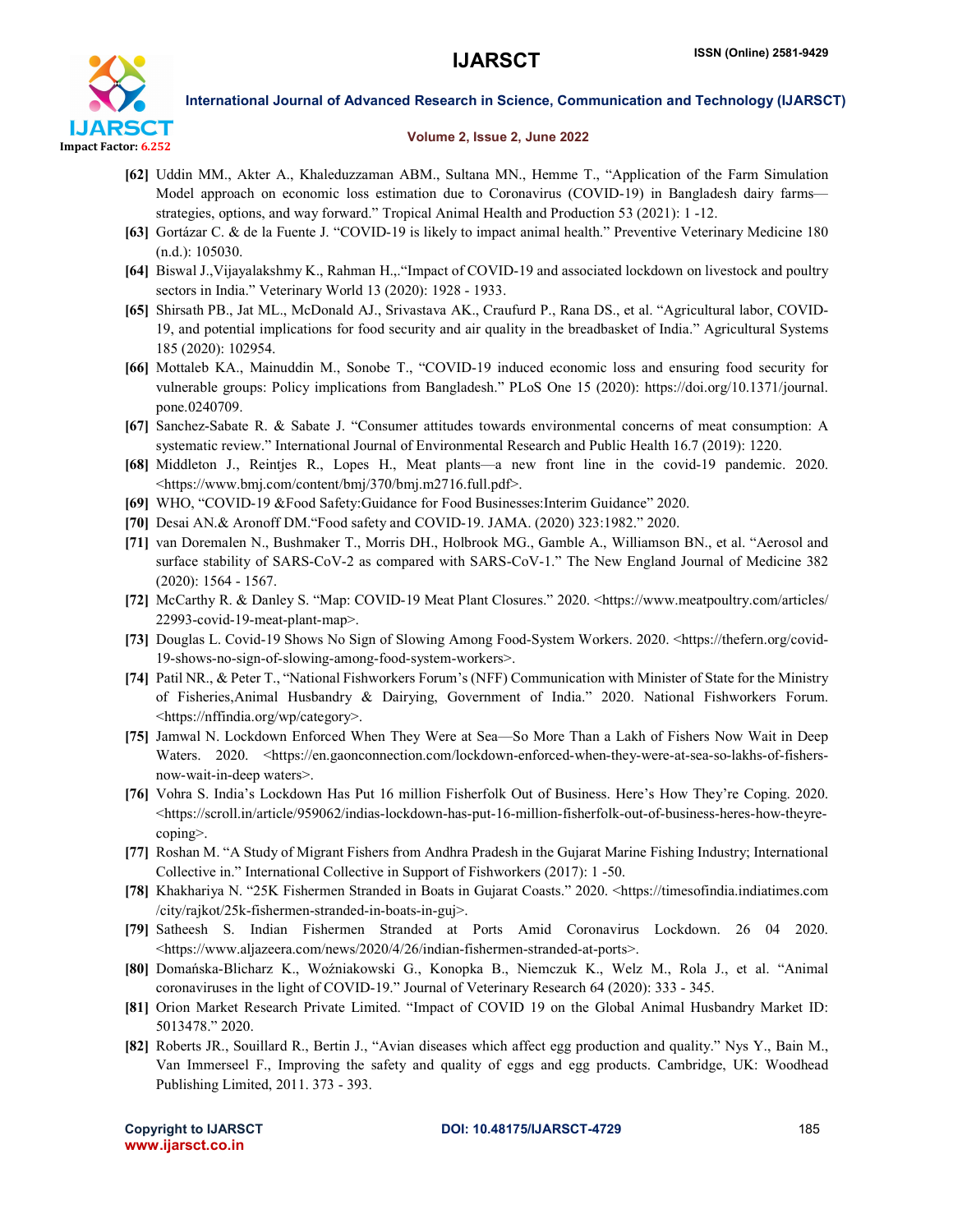[62] Uddin MM., Akter A., Khaleduzzaman ABM., Sultana MN., Hemme T., "Application of the Farm Simulation Model approach on economic loss estimation due to Coronavirus (COVID-19) in Bangladesh dairy farms—strategies, options, and way forward." Tropical Animal Health and Production 53 (2021): 1 -12.

[63] Gortázar C. & de la Fuente J. "COVID-19 is likely to impact animal health." Preventive Veterinary Medicine 180 (n.d.): 105030.

[64] Biswal J.,Vijayalakshmy K., Rahman H.,."Impact of COVID-19 and associated lockdown on livestock and poultry sectors in India." Veterinary World 13 (2020): 1928 - 1933.

[65] Shirsath PB., Jat ML., McDonald AJ., Srivastava AK., Craufurd P., Rana DS., et al. "Agricultural labor, COVID-19, and potential implications for food security and air quality in the breadbasket of India." Agricultural Systems 185 (2020): 102954.

[66] Mottaleb KA., Mainuddin M., Sonobe T., "COVID-19 induced economic loss and ensuring food security for vulnerable groups: Policy implications from Bangladesh." PLoS One 15 (2020): https://doi.org/10.1371/journal.pone.0240709.

[67] Sanchez-Sabate R. & Sabate J. "Consumer attitudes towards environmental concerns of meat consumption: A systematic review." International Journal of Environmental Research and Public Health 16.7 (2019): 1220.

[68] Middleton J., Reintjes R., Lopes H., Meat plants—a new front line in the covid-19 pandemic. 2020. <https://www.bmj.com/content/bmj/370/bmj.m2716.full.pdf>.

[69] WHO, "COVID-19 &Food Safety:Guidance for Food Businesses:Interim Guidance" 2020.

[70] Desai AN.& Aronoff DM."Food safety and COVID-19. JAMA. (2020) 323:1982." 2020.

[71] van Doremalen N., Bushmaker T., Morris DH., Holbrook MG., Gamble A., Williamson BN., et al. "Aerosol and surface stability of SARS-CoV-2 as compared with SARS-CoV-1." The New England Journal of Medicine 382 (2020): 1564 - 1567.

[72] McCarthy R. & Danley S. "Map: COVID-19 Meat Plant Closures." 2020. <https://www.meatpoultry.com/articles/22993-covid-19-meat-plant-map>.

[73] Douglas L. Covid-19 Shows No Sign of Slowing Among Food-System Workers. 2020. <https://thefern.org/covid-19-shows-no-sign-of-slowing-among-food-system-workers>.

[74] Patil NR., & Peter T., "National Fishworkers Forum's (NFF) Communication with Minister of State for the Ministry of Fisheries,Animal Husbandry & Dairying, Government of India." 2020. National Fishworkers Forum. <https://nffindia.org/wp/category>.

[75] Jamwal N. Lockdown Enforced When They Were at Sea—So More Than a Lakh of Fishers Now Wait in Deep Waters. 2020. <https://en.gaonconnection.com/lockdown-enforced-when-they-were-at-sea-so-lakhs-of-fishers-now-wait-in-deep waters>.

[76] Vohra S. India's Lockdown Has Put 16 million Fisherfolk Out of Business. Here's How They're Coping. 2020. <https://scroll.in/article/959062/indias-lockdown-has-put-16-million-fisherfolk-out-of-business-heres-how-theyre-coping>.

[77] Roshan M. "A Study of Migrant Fishers from Andhra Pradesh in the Gujarat Marine Fishing Industry; International Collective in." International Collective in Support of Fishworkers (2017): 1 -50.

[78] Khakhariya N. "25K Fishermen Stranded in Boats in Gujarat Coasts." 2020. <https://timesofindia.indiatimes.com/city/rajkot/25k-fishermen-stranded-in-boats-in-guj>.

[79] Satheesh S. Indian Fishermen Stranded at Ports Amid Coronavirus Lockdown. 26 04 2020. <https://www.aljazeera.com/news/2020/4/26/indian-fishermen-stranded-at-ports>.

[80] Domańska-Blicharz K., Woźniakowski G., Konopka B., Niemczuk K., Welz M., Rola J., et al. "Animal coronaviruses in the light of COVID-19." Journal of Veterinary Research 64 (2020): 333 - 345.

[81] Orion Market Research Private Limited. "Impact of COVID 19 on the Global Animal Husbandry Market ID: 5013478." 2020.

[82] Roberts JR., Souillard R., Bertin J., "Avian diseases which affect egg production and quality." Nys Y., Bain M., Van Immerseel F., Improving the safety and quality of eggs and egg products. Cambridge, UK: Woodhead Publishing Limited, 2011. 373 - 393.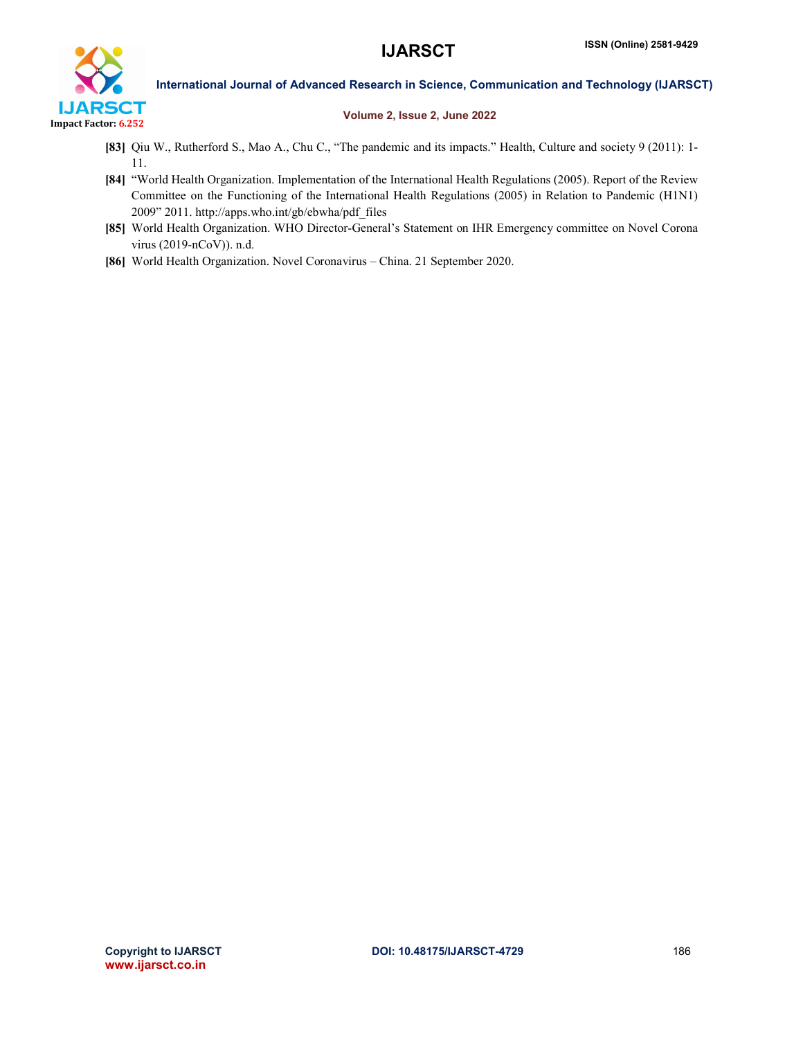**[83]** Qiu W., Rutherford S., Mao A., Chu C., "The pandemic and its impacts." Health, Culture and society 9 (2011): 1-11.

**[84]** "World Health Organization. Implementation of the International Health Regulations (2005). Report of the Review Committee on the Functioning of the International Health Regulations (2005) in Relation to Pandemic (H1N1) 2009" 2011. http://apps.who.int/gb/ebwha/pdf_files

**[85]** World Health Organization. WHO Director-General's Statement on IHR Emergency committee on Novel Corona virus (2019-nCoV)). n.d.

**[86]** World Health Organization. Novel Coronavirus – China. 21 September 2020.